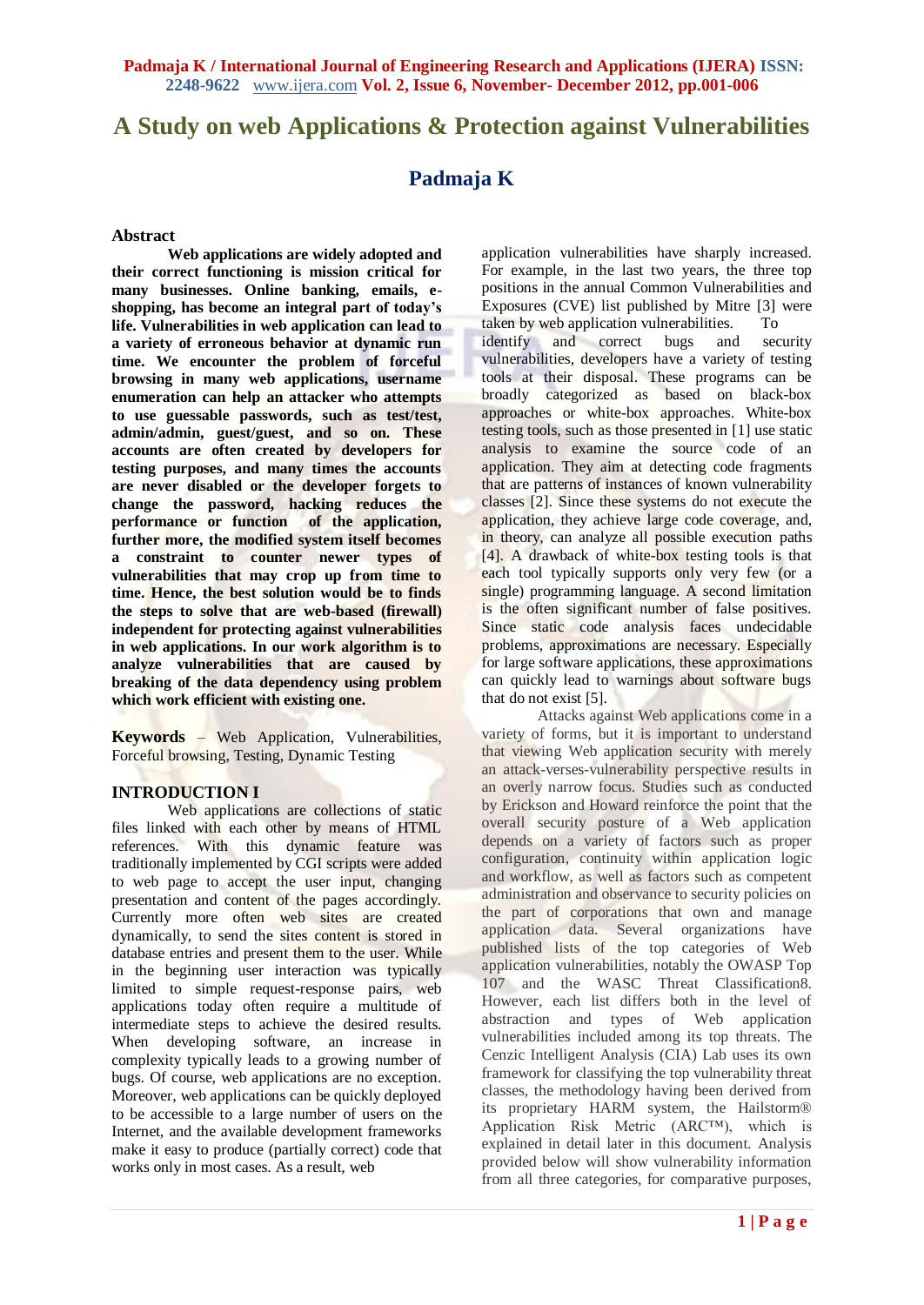# A Study on web Applications & Protection against Vulnerabilities

## Padmaja K

### Abstract

**Web applications are widely adopted and their correct functioning is mission critical for many businesses. Online banking, emails, e-shopping, has become an integral part of today's life. Vulnerabilities in web application can lead to a variety of erroneous behavior at dynamic run time. We encounter the problem of forceful browsing in many web applications, username enumeration can help an attacker who attempts to use guessable passwords, such as test/test, admin/admin, guest/guest, and so on. These accounts are often created by developers for testing purposes, and many times the accounts are never disabled or the developer forgets to change the password, hacking reduces the performance or function of the application, further more, the modified system itself becomes a constraint to counter newer types of vulnerabilities that may crop up from time to time. Hence, the best solution would be to finds the steps to solve that are web-based (firewall) independent for protecting against vulnerabilities in web applications. In our work algorithm is to analyze vulnerabilities that are caused by breaking of the data dependency using problem which work efficient with existing one.**

**Keywords** – Web Application, Vulnerabilities, Forceful browsing, Testing, Dynamic Testing

### INTRODUCTION I

Web applications are collections of static files linked with each other by means of HTML references. With this dynamic feature was traditionally implemented by CGI scripts were added to web page to accept the user input, changing presentation and content of the pages accordingly. Currently more often web sites are created dynamically, to send the sites content is stored in database entries and present them to the user. While in the beginning user interaction was typically limited to simple request-response pairs, web applications today often require a multitude of intermediate steps to achieve the desired results. When developing software, an increase in complexity typically leads to a growing number of bugs. Of course, web applications are no exception. Moreover, web applications can be quickly deployed to be accessible to a large number of users on the Internet, and the available development frameworks make it easy to produce (partially correct) code that works only in most cases. As a result, web application vulnerabilities have sharply increased. For example, in the last two years, the three top positions in the annual Common Vulnerabilities and Exposures (CVE) list published by Mitre [3] were taken by web application vulnerabilities. To identify and correct bugs and security vulnerabilities, developers have a variety of testing tools at their disposal. These programs can be broadly categorized as based on black-box approaches or white-box approaches. White-box testing tools, such as those presented in [1] use static analysis to examine the source code of an application. They aim at detecting code fragments that are patterns of instances of known vulnerability classes [2]. Since these systems do not execute the application, they achieve large code coverage, and, in theory, can analyze all possible execution paths [4]. A drawback of white-box testing tools is that each tool typically supports only very few (or a single) programming language. A second limitation is the often significant number of false positives. Since static code analysis faces undecidable problems, approximations are necessary. Especially for large software applications, these approximations can quickly lead to warnings about software bugs that do not exist [5].

Attacks against Web applications come in a variety of forms, but it is important to understand that viewing Web application security with merely an attack-verses-vulnerability perspective results in an overly narrow focus. Studies such as conducted by Erickson and Howard reinforce the point that the overall security posture of a Web application depends on a variety of factors such as proper configuration, continuity within application logic and workflow, as well as factors such as competent administration and observance to security policies on the part of corporations that own and manage application data. Several organizations have published lists of the top categories of Web application vulnerabilities, notably the OWASP Top 107 and the WASC Threat Classification8. However, each list differs both in the level of abstraction and types of Web application vulnerabilities included among its top threats. The Cenzic Intelligent Analysis (CIA) Lab uses its own framework for classifying the top vulnerability threat classes, the methodology having been derived from its proprietary HARM system, the Hailstorm® Application Risk Metric (ARC™), which is explained in detail later in this document. Analysis provided below will show vulnerability information from all three categories, for comparative purposes,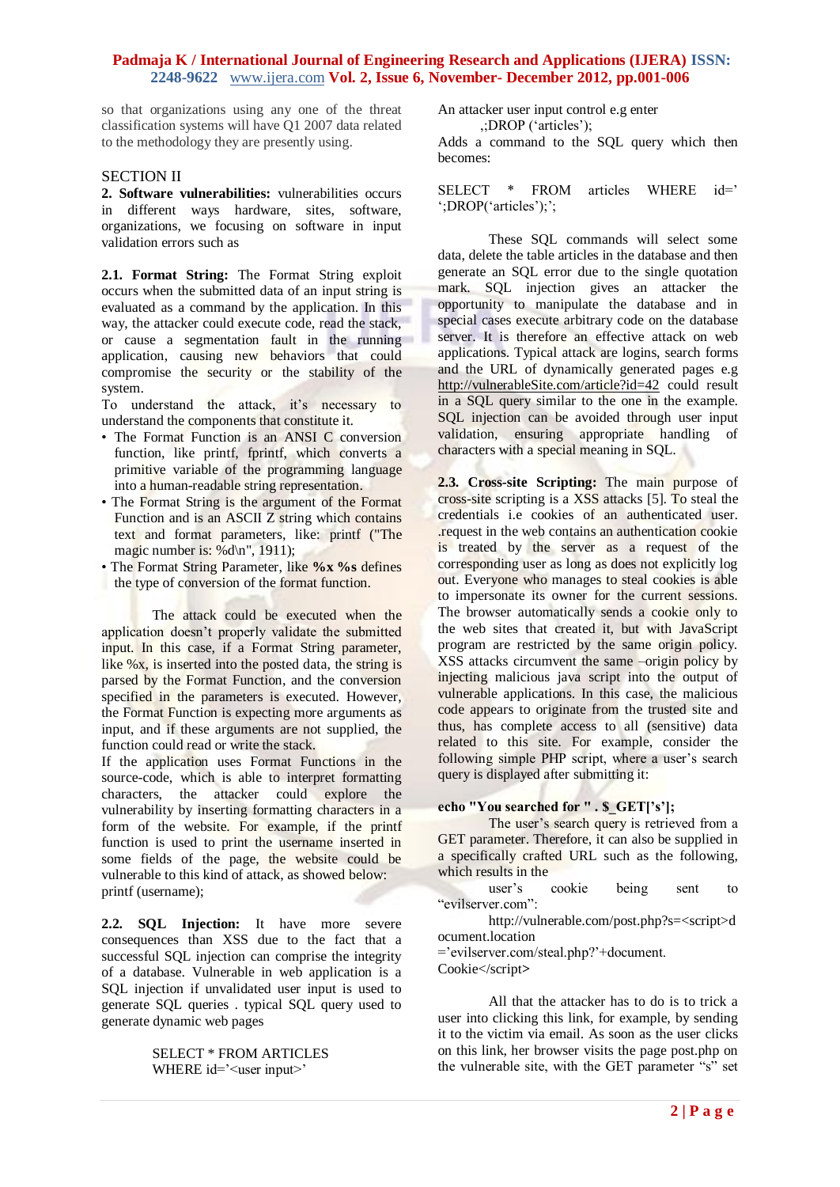so that organizations using any one of the threat classification systems will have Q1 2007 data related to the methodology they are presently using.

## SECTION II

**2. Software vulnerabilities:** vulnerabilities occurs in different ways hardware, sites, software, organizations, we focusing on software in input validation errors such as

**2.1. Format String:** The Format String exploit occurs when the submitted data of an input string is evaluated as a command by the application. In this way, the attacker could execute code, read the stack, or cause a segmentation fault in the running application, causing new behaviors that could compromise the security or the stability of the system.

To understand the attack, it's necessary to understand the components that constitute it.

- The Format Function is an ANSI C conversion function, like printf, fprintf, which converts a primitive variable of the programming language into a human-readable string representation.
- The Format String is the argument of the Format Function and is an ASCII Z string which contains text and format parameters, like: printf ("The magic number is: %d\n", 1911);
- The Format String Parameter, like **%x %s** defines the type of conversion of the format function.

The attack could be executed when the application doesn't properly validate the submitted input. In this case, if a Format String parameter, like %x, is inserted into the posted data, the string is parsed by the Format Function, and the conversion specified in the parameters is executed. However, the Format Function is expecting more arguments as input, and if these arguments are not supplied, the function could read or write the stack.

If the application uses Format Functions in the source-code, which is able to interpret formatting characters, the attacker could explore the vulnerability by inserting formatting characters in a form of the website. For example, if the printf function is used to print the username inserted in some fields of the page, the website could be vulnerable to this kind of attack, as showed below:

printf (username);

**2.2. SQL Injection:** It have more severe consequences than XSS due to the fact that a successful SQL injection can comprise the integrity of a database. Vulnerable in web application is a SQL injection if unvalidated user input is used to generate SQL queries . typical SQL query used to generate dynamic web pages

```
SELECT * FROM ARTICLES
WHERE id='<user input>'
```

An attacker user input control e.g enter

,;DROP ('articles');

Adds a command to the SQL query which then becomes:

```
SELECT * FROM articles WHERE id=' ';DROP('articles');';
```

These SQL commands will select some data, delete the table articles in the database and then generate an SQL error due to the single quotation mark. SQL injection gives an attacker the opportunity to manipulate the database and in special cases execute arbitrary code on the database server. It is therefore an effective attack on web applications. Typical attack are logins, search forms and the URL of dynamically generated pages e.g http://vulnerableSite.com/article?id=42 could result in a SQL query similar to the one in the example. SQL injection can be avoided through user input validation, ensuring appropriate handling of characters with a special meaning in SQL.

**2.3. Cross-site Scripting:** The main purpose of cross-site scripting is a XSS attacks [5]. To steal the credentials i.e cookies of an authenticated user. .request in the web contains an authentication cookie is treated by the server as a request of the corresponding user as long as does not explicitly log out. Everyone who manages to steal cookies is able to impersonate its owner for the current sessions. The browser automatically sends a cookie only to the web sites that created it, but with JavaScript program are restricted by the same origin policy. XSS attacks circumvent the same –origin policy by injecting malicious java script into the output of vulnerable applications. In this case, the malicious code appears to originate from the trusted site and thus, has complete access to all (sensitive) data related to this site. For example, consider the following simple PHP script, where a user's search query is displayed after submitting it:

```
echo "You searched for " . $_GET['s'];
```

The user's search query is retrieved from a GET parameter. Therefore, it can also be supplied in a specifically crafted URL such as the following, which results in the user's cookie being sent to "evilserver.com":

```
http://vulnerable.com/post.php?s=<script>document.location
='evilserver.com/steal.php?'+document.
Cookie</script>
```

All that the attacker has to do is to trick a user into clicking this link, for example, by sending it to the victim via email. As soon as the user clicks on this link, her browser visits the page post.php on the vulnerable site, with the GET parameter "s" set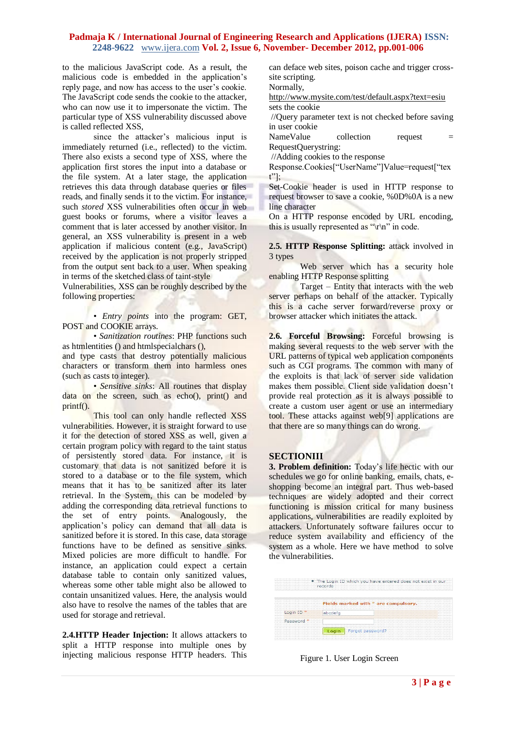to the malicious JavaScript code. As a result, the malicious code is embedded in the application's reply page, and now has access to the user's cookie. The JavaScript code sends the cookie to the attacker, who can now use it to impersonate the victim. The particular type of XSS vulnerability discussed above is called reflected XSS,

since the attacker's malicious input is immediately returned (i.e., reflected) to the victim. There also exists a second type of XSS, where the application first stores the input into a database or the file system. At a later stage, the application retrieves this data through database queries or files reads, and finally sends it to the victim. For instance, such *stored* XSS vulnerabilities often occur in web guest books or forums, where a visitor leaves a comment that is later accessed by another visitor. In general, an XSS vulnerability is present in a web application if malicious content (e.g., JavaScript) received by the application is not properly stripped from the output sent back to a user. When speaking in terms of the sketched class of taint-style Vulnerabilities, XSS can be roughly described by the following properties:

- *Entry points* into the program: GET, POST and COOKIE arrays.
- *Sanitization routines*: PHP functions such as htmlentities () and htmlspecialchars (), and type casts that destroy potentially malicious characters or transform them into harmless ones (such as casts to integer).
- *Sensitive sinks*: All routines that display data on the screen, such as echo(), print() and printf().

This tool can only handle reflected XSS vulnerabilities. However, it is straight forward to use it for the detection of stored XSS as well, given a certain program policy with regard to the taint status of persistently stored data. For instance, it is customary that data is not sanitized before it is stored to a database or to the file system, which means that it has to be sanitized after its later retrieval. In the System, this can be modeled by adding the corresponding data retrieval functions to the set of entry points. Analogously, the application's policy can demand that all data is sanitized before it is stored. In this case, data storage functions have to be defined as sensitive sinks. Mixed policies are more difficult to handle. For instance, an application could expect a certain database table to contain only sanitized values, whereas some other table might also be allowed to contain unsanitized values. Here, the analysis would also have to resolve the names of the tables that are used for storage and retrieval.

**2.4.HTTP Header Injection:** It allows attackers to split a HTTP response into multiple ones by injecting malicious response HTTP headers. This can deface web sites, poison cache and trigger cross-site scripting.

Normally,

http://www.mysite.com/test/default.aspx?text=esiu sets the cookie

//Query parameter text is not checked before saving in user cookie

NameValue collection request = RequestQuerystring:

//Adding cookies to the response

Response.Cookies["UserName"]Value=request["text"];

Set-Cookie header is used in HTTP response to request browser to save a cookie, %0D%0A is a new line character

On a HTTP response encoded by URL encoding, this is usually represented as "\r\n" in code.

**2.5. HTTP Response Splitting:** attack involved in 3 types

Web server which has a security hole enabling HTTP Response splitting

Target – Entity that interacts with the web server perhaps on behalf of the attacker. Typically this is a cache server forward/reverse proxy or browser attacker which initiates the attack.

**2.6. Forceful Browsing:** Forceful browsing is making several requests to the web server with the URL patterns of typical web application components such as CGI programs. The common with many of the exploits is that lack of server side validation makes them possible. Client side validation doesn't provide real protection as it is always possible to create a custom user agent or use an intermediary tool. These attacks against web[9] applications are that there are so many things can do wrong.

## SECTIONIII

**3. Problem definition:** Today's life hectic with our schedules we go for online banking, emails, chats, e-shopping become an integral part. Thus web-based techniques are widely adopted and their correct functioning is mission critical for many business applications, vulnerabilities are readily exploited by attackers. Unfortunately software failures occur to reduce system availability and efficiency of the system as a whole. Here we have method to solve the vulnerabilities.

Figure 1. User Login Screen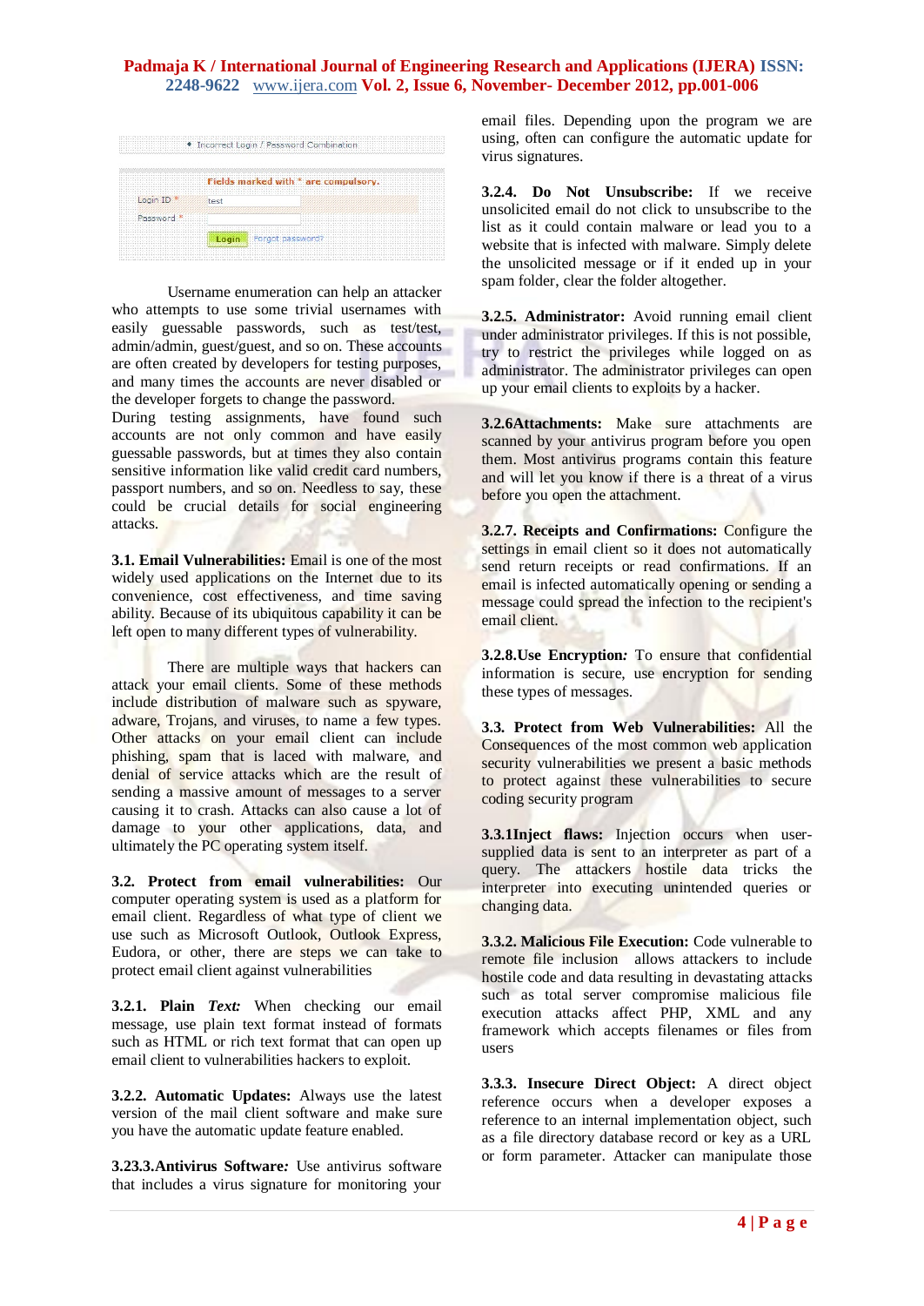Username enumeration can help an attacker who attempts to use some trivial usernames with easily guessable passwords, such as test/test, admin/admin, guest/guest, and so on. These accounts are often created by developers for testing purposes, and many times the accounts are never disabled or the developer forgets to change the password. During testing assignments, have found such accounts are not only common and have easily guessable passwords, but at times they also contain sensitive information like valid credit card numbers, passport numbers, and so on. Needless to say, these could be crucial details for social engineering attacks.

**3.1. Email Vulnerabilities:** Email is one of the most widely used applications on the Internet due to its convenience, cost effectiveness, and time saving ability. Because of its ubiquitous capability it can be left open to many different types of vulnerability.

There are multiple ways that hackers can attack your email clients. Some of these methods include distribution of malware such as spyware, adware, Trojans, and viruses, to name a few types. Other attacks on your email client can include phishing, spam that is laced with malware, and denial of service attacks which are the result of sending a massive amount of messages to a server causing it to crash. Attacks can also cause a lot of damage to your other applications, data, and ultimately the PC operating system itself.

**3.2. Protect from email vulnerabilities:** Our computer operating system is used as a platform for email client. Regardless of what type of client we use such as Microsoft Outlook, Outlook Express, Eudora, or other, there are steps we can take to protect email client against vulnerabilities

**3.2.1. Plain *Text:*** When checking our email message, use plain text format instead of formats such as HTML or rich text format that can open up email client to vulnerabilities hackers to exploit.

**3.2.2. Automatic Updates:** Always use the latest version of the mail client software and make sure you have the automatic update feature enabled.

**3.23.3.Antivirus Software*:*** Use antivirus software that includes a virus signature for monitoring your email files. Depending upon the program we are using, often can configure the automatic update for virus signatures.

**3.2.4. Do Not Unsubscribe:** If we receive unsolicited email do not click to unsubscribe to the list as it could contain malware or lead you to a website that is infected with malware. Simply delete the unsolicited message or if it ended up in your spam folder, clear the folder altogether.

**3.2.5. Administrator:** Avoid running email client under administrator privileges. If this is not possible, try to restrict the privileges while logged on as administrator. The administrator privileges can open up your email clients to exploits by a hacker.

**3.2.6Attachments:** Make sure attachments are scanned by your antivirus program before you open them. Most antivirus programs contain this feature and will let you know if there is a threat of a virus before you open the attachment.

**3.2.7. Receipts and Confirmations:** Configure the settings in email client so it does not automatically send return receipts or read confirmations. If an email is infected automatically opening or sending a message could spread the infection to the recipient's email client.

**3.2.8.Use Encryption*:*** To ensure that confidential information is secure, use encryption for sending these types of messages.

**3.3. Protect from Web Vulnerabilities:** All the Consequences of the most common web application security vulnerabilities we present a basic methods to protect against these vulnerabilities to secure coding security program

**3.3.1Inject flaws:** Injection occurs when user-supplied data is sent to an interpreter as part of a query. The attackers hostile data tricks the interpreter into executing unintended queries or changing data.

**3.3.2. Malicious File Execution:** Code vulnerable to remote file inclusion allows attackers to include hostile code and data resulting in devastating attacks such as total server compromise malicious file execution attacks affect PHP, XML and any framework which accepts filenames or files from users

**3.3.3. Insecure Direct Object:** A direct object reference occurs when a developer exposes a reference to an internal implementation object, such as a file directory database record or key as a URL or form parameter. Attacker can manipulate those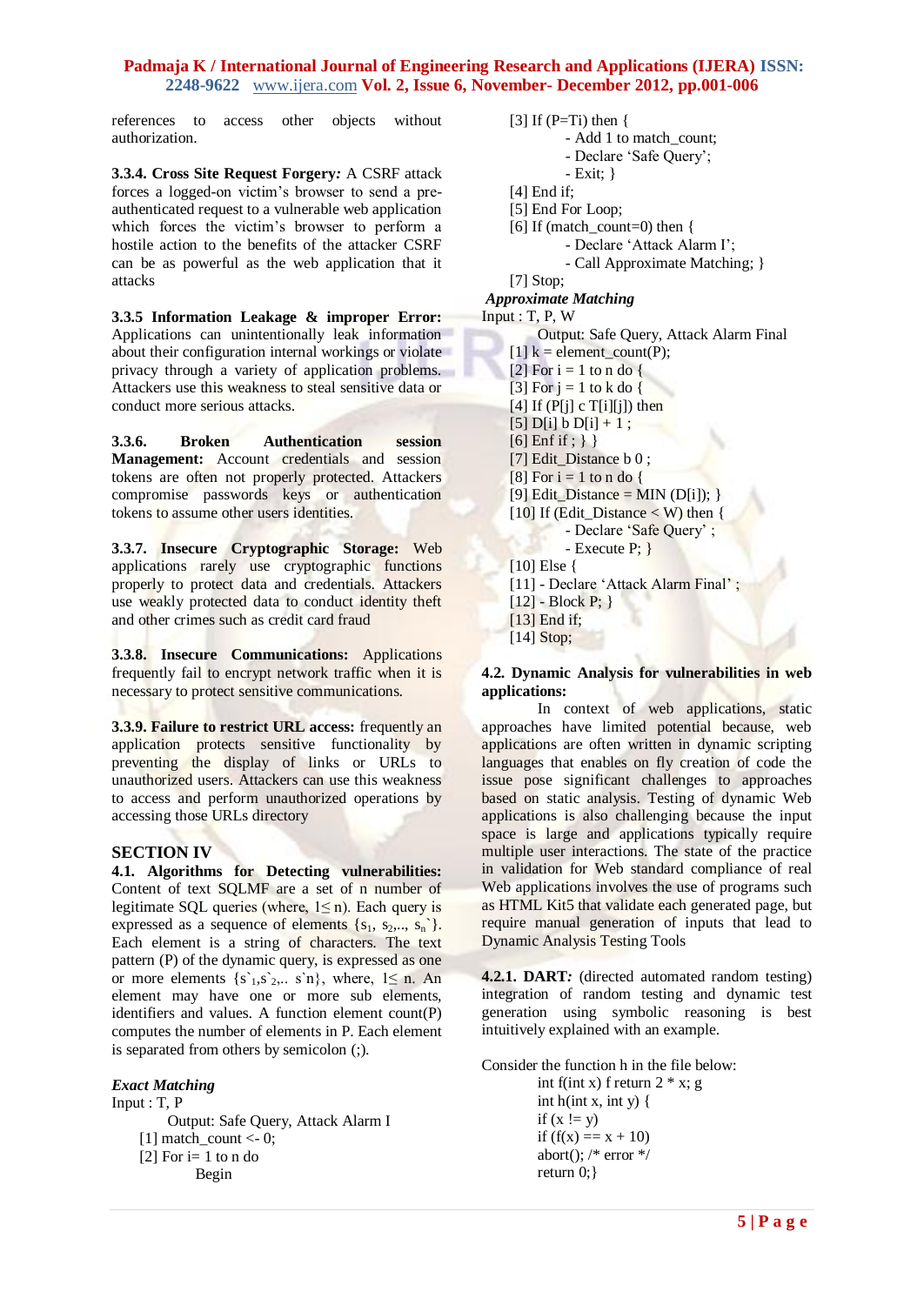references to access other objects without authorization.

**3.3.4. Cross Site Request Forgery***:* A CSRF attack forces a logged-on victim's browser to send a pre-authenticated request to a vulnerable web application which forces the victim's browser to perform a hostile action to the benefits of the attacker CSRF can be as powerful as the web application that it attacks

**3.3.5 Information Leakage & improper Error:** Applications can unintentionally leak information about their configuration internal workings or violate privacy through a variety of application problems. Attackers use this weakness to steal sensitive data or conduct more serious attacks.

**3.3.6. Broken Authentication session Management:** Account credentials and session tokens are often not properly protected. Attackers compromise passwords keys or authentication tokens to assume other users identities.

**3.3.7. Insecure Cryptographic Storage:** Web applications rarely use cryptographic functions properly to protect data and credentials. Attackers use weakly protected data to conduct identity theft and other crimes such as credit card fraud

**3.3.8. Insecure Communications:** Applications frequently fail to encrypt network traffic when it is necessary to protect sensitive communications.

**3.3.9. Failure to restrict URL access:** frequently an application protects sensitive functionality by preventing the display of links or URLs to unauthorized users. Attackers can use this weakness to access and perform unauthorized operations by accessing those URLs directory

## SECTION IV

**4.1. Algorithms for Detecting vulnerabilities:** Content of text SQLMF are a set of n number of legitimate SQL queries (where, $1 \leq n$). Each query is expressed as a sequence of elements $\{s_1, s_2,.., s_n`\}$. Each element is a string of characters. The text pattern (P) of the dynamic query, is expressed as one or more elements $\{s`_1, s`_2,.. s`n\}$, where, $1 \leq n$. An element may have one or more sub elements, identifiers and values. A function element count(P) computes the number of elements in P. Each element is separated from others by semicolon (;).

***Exact Matching***

Input : T, P

Output: Safe Query, Attack Alarm I

```
[1] match_count <- 0;
[2] For i= 1 to n do
        Begin
[3] If (P=Ti) then {
        - Add 1 to match_count;
        - Declare 'Safe Query';
        - Exit; }
[4] End if;
[5] End For Loop;
[6] If (match_count=0) then {
        - Declare 'Attack Alarm I';
        - Call Approximate Matching; }
[7] Stop;
```

***Approximate Matching***

Input : T, P, W

Output: Safe Query, Attack Alarm Final

```
[1] k = element_count(P);
[2] For i = 1 to n do {
[3] For j = 1 to k do {
[4] If (P[j] c T[i][j]) then
[5] D[i] b D[i] + 1 ;
[6] Enf if ; } }
[7] Edit_Distance b 0 ;
[8] For i = 1 to n do {
[9] Edit_Distance = MIN (D[i]); }
[10] If (Edit_Distance < W) then {
        - Declare 'Safe Query' ;
        - Execute P; }
[10] Else {
[11] - Declare 'Attack Alarm Final' ;
[12] - Block P; }
[13] End if;
[14] Stop;
```

**4.2. Dynamic Analysis for vulnerabilities in web applications:**

In context of web applications, static approaches have limited potential because, web applications are often written in dynamic scripting languages that enables on fly creation of code the issue pose significant challenges to approaches based on static analysis. Testing of dynamic Web applications is also challenging because the input space is large and applications typically require multiple user interactions. The state of the practice in validation for Web standard compliance of real Web applications involves the use of programs such as HTML Kit5 that validate each generated page, but require manual generation of inputs that lead to Dynamic Analysis Testing Tools

**4.2.1. DART***:* (directed automated random testing) integration of random testing and dynamic test generation using symbolic reasoning is best intuitively explained with an example.

Consider the function h in the file below:

```
int f(int x) f return 2 * x; g
int h(int x, int y) {
if (x != y)
if (f(x) == x + 10)
abort(); /* error */
return 0;}
```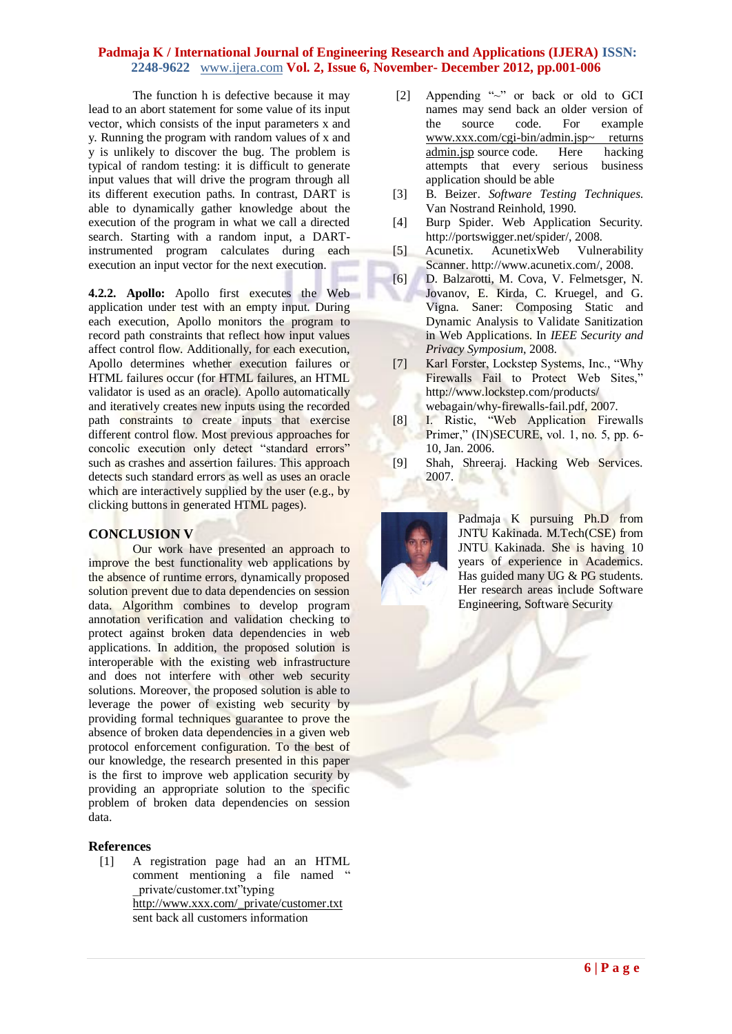The function h is defective because it may lead to an abort statement for some value of its input vector, which consists of the input parameters x and y. Running the program with random values of x and y is unlikely to discover the bug. The problem is typical of random testing: it is difficult to generate input values that will drive the program through all its different execution paths. In contrast, DART is able to dynamically gather knowledge about the execution of the program in what we call a directed search. Starting with a random input, a DART-instrumented program calculates during each execution an input vector for the next execution.

**4.2.2. Apollo:** Apollo first executes the Web application under test with an empty input. During each execution, Apollo monitors the program to record path constraints that reflect how input values affect control flow. Additionally, for each execution, Apollo determines whether execution failures or HTML failures occur (for HTML failures, an HTML validator is used as an oracle). Apollo automatically and iteratively creates new inputs using the recorded path constraints to create inputs that exercise different control flow. Most previous approaches for concolic execution only detect "standard errors" such as crashes and assertion failures. This approach detects such standard errors as well as uses an oracle which are interactively supplied by the user (e.g., by clicking buttons in generated HTML pages).

## CONCLUSION V

Our work have presented an approach to improve the best functionality web applications by the absence of runtime errors, dynamically proposed solution prevent due to data dependencies on session data. Algorithm combines to develop program annotation verification and validation checking to protect against broken data dependencies in web applications. In addition, the proposed solution is interoperable with the existing web infrastructure and does not interfere with other web security solutions. Moreover, the proposed solution is able to leverage the power of existing web security by providing formal techniques guarantee to prove the absence of broken data dependencies in a given web protocol enforcement configuration. To the best of our knowledge, the research presented in this paper is the first to improve web application security by providing an appropriate solution to the specific problem of broken data dependencies on session data.

## References

[1] A registration page had an an HTML comment mentioning a file named " _private/customer.txt"typing http://www.xxx.com/_private/customer.txt sent back all customers information

[2] Appending "~" or back or old to GCI names may send back an older version of the source code. For example www.xxx.com/cgi-bin/admin.jsp~ returns admin.jsp source code. Here hacking attempts that every serious business application should be able

[3] B. Beizer. *Software Testing Techniques*. Van Nostrand Reinhold, 1990.

[4] Burp Spider. Web Application Security. http://portswigger.net/spider/, 2008.

[5] Acunetix. AcunetixWeb Vulnerability Scanner. http://www.acunetix.com/, 2008.

[6] D. Balzarotti, M. Cova, V. Felmetsger, N. Jovanov, E. Kirda, C. Kruegel, and G. Vigna. Saner: Composing Static and Dynamic Analysis to Validate Sanitization in Web Applications. In *IEEE Security and Privacy Symposium*, 2008.

[7] Karl Forster, Lockstep Systems, Inc., "Why Firewalls Fail to Protect Web Sites," http://www.lockstep.com/products/ webagain/why-firewalls-fail.pdf, 2007.

[8] I. Ristic, "Web Application Firewalls Primer," (IN)SECURE, vol. 1, no. 5, pp. 6-10, Jan. 2006.

[9] Shah, Shreeraj. Hacking Web Services. 2007.

Padmaja K pursuing Ph.D from JNTU Kakinada. M.Tech(CSE) from JNTU Kakinada. She is having 10 years of experience in Academics. Has guided many UG & PG students. Her research areas include Software Engineering, Software Security